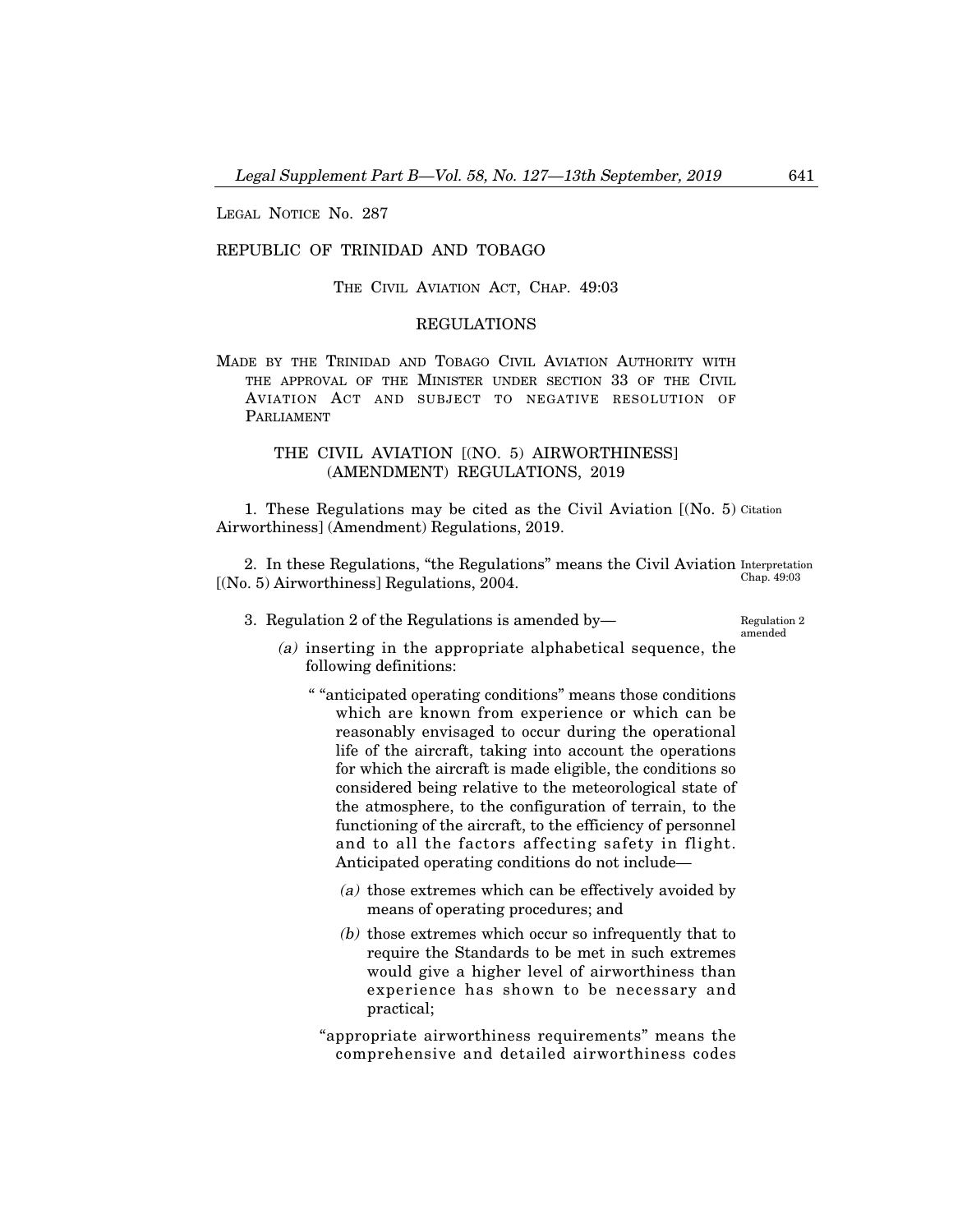LEGAL NOTICE No. 287

REPUBLIC OF TRINIDAD AND TOBAGO

THE CIVIL AVIATION ACT, CHAP. 49:03

REGULATIONS

MADE BY THE TRINIDAD AND TOBAGO CIVIL AVIATION AUTHORITY WITH THE APPROVAL OF THE MINISTER UNDER SECTION 33 OF THE CIVIL AVIATION ACT AND SUBJECT TO NEGATIVE RESOLUTION OF PARLIAMENT

## THE CIVIL AVIATION [(NO. 5) AIRWORTHINESS] (AMENDMENT) REGULATIONS, 2019

Citation

1. These Regulations may be cited as the Civil Aviation [(No. 5) Airworthiness] (Amendment) Regulations, 2019.

Interpretation
Chap. 49:03

2. In these Regulations, "the Regulations" means the Civil Aviation [(No. 5) Airworthiness] Regulations, 2004.

Regulation 2 amended

3. Regulation 2 of the Regulations is amended by—

*(a)* inserting in the appropriate alphabetical sequence, the following definitions:

" "anticipated operating conditions" means those conditions which are known from experience or which can be reasonably envisaged to occur during the operational life of the aircraft, taking into account the operations for which the aircraft is made eligible, the conditions so considered being relative to the meteorological state of the atmosphere, to the configuration of terrain, to the functioning of the aircraft, to the efficiency of personnel and to all the factors affecting safety in flight. Anticipated operating conditions do not include—

*(a)* those extremes which can be effectively avoided by means of operating procedures; and

*(b)* those extremes which occur so infrequently that to require the Standards to be met in such extremes would give a higher level of airworthiness than experience has shown to be necessary and practical;

"appropriate airworthiness requirements" means the comprehensive and detailed airworthiness codes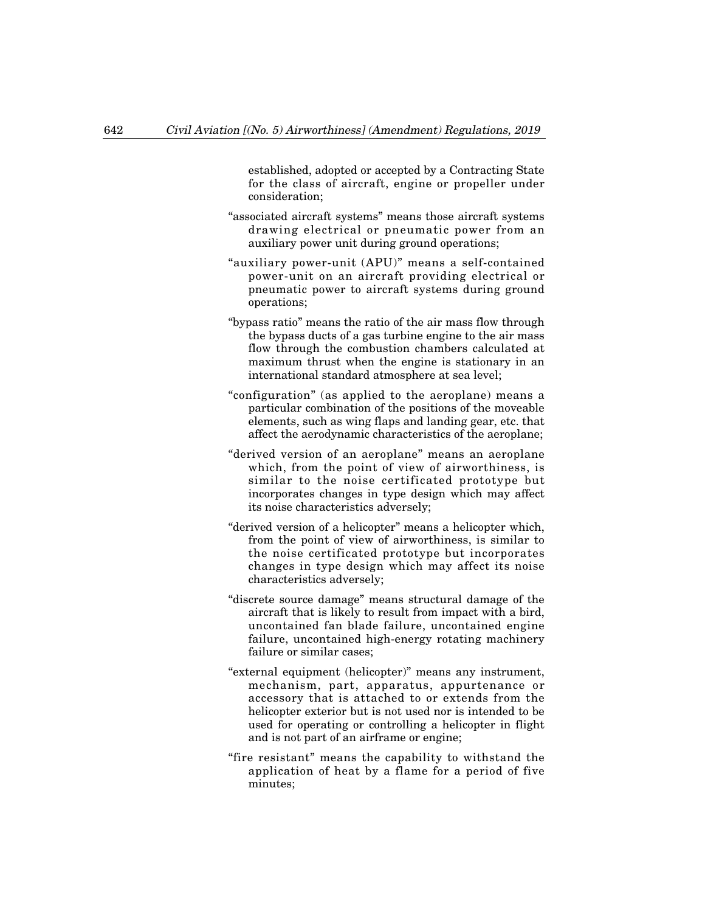established, adopted or accepted by a Contracting State for the class of aircraft, engine or propeller under consideration;

"associated aircraft systems" means those aircraft systems drawing electrical or pneumatic power from an auxiliary power unit during ground operations;

"auxiliary power-unit (APU)" means a self-contained power-unit on an aircraft providing electrical or pneumatic power to aircraft systems during ground operations;

"bypass ratio" means the ratio of the air mass flow through the bypass ducts of a gas turbine engine to the air mass flow through the combustion chambers calculated at maximum thrust when the engine is stationary in an international standard atmosphere at sea level;

"configuration" (as applied to the aeroplane) means a particular combination of the positions of the moveable elements, such as wing flaps and landing gear, etc. that affect the aerodynamic characteristics of the aeroplane;

"derived version of an aeroplane" means an aeroplane which, from the point of view of airworthiness, is similar to the noise certificated prototype but incorporates changes in type design which may affect its noise characteristics adversely;

"derived version of a helicopter" means a helicopter which, from the point of view of airworthiness, is similar to the noise certificated prototype but incorporates changes in type design which may affect its noise characteristics adversely;

"discrete source damage" means structural damage of the aircraft that is likely to result from impact with a bird, uncontained fan blade failure, uncontained engine failure, uncontained high-energy rotating machinery failure or similar cases;

"external equipment (helicopter)" means any instrument, mechanism, part, apparatus, appurtenance or accessory that is attached to or extends from the helicopter exterior but is not used nor is intended to be used for operating or controlling a helicopter in flight and is not part of an airframe or engine;

"fire resistant" means the capability to withstand the application of heat by a flame for a period of five minutes;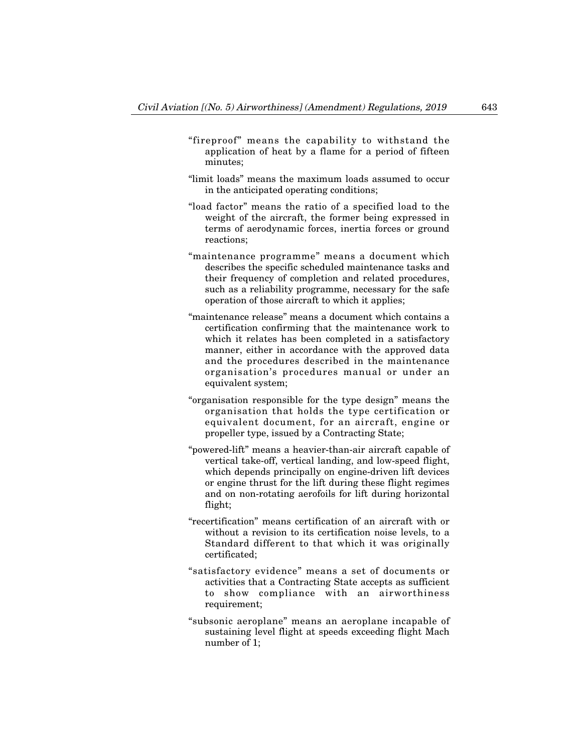"fireproof" means the capability to withstand the application of heat by a flame for a period of fifteen minutes;

"limit loads" means the maximum loads assumed to occur in the anticipated operating conditions;

"load factor" means the ratio of a specified load to the weight of the aircraft, the former being expressed in terms of aerodynamic forces, inertia forces or ground reactions;

"maintenance programme" means a document which describes the specific scheduled maintenance tasks and their frequency of completion and related procedures, such as a reliability programme, necessary for the safe operation of those aircraft to which it applies;

"maintenance release" means a document which contains a certification confirming that the maintenance work to which it relates has been completed in a satisfactory manner, either in accordance with the approved data and the procedures described in the maintenance organisation's procedures manual or under an equivalent system;

"organisation responsible for the type design" means the organisation that holds the type certification or equivalent document, for an aircraft, engine or propeller type, issued by a Contracting State;

"powered-lift" means a heavier-than-air aircraft capable of vertical take-off, vertical landing, and low-speed flight, which depends principally on engine-driven lift devices or engine thrust for the lift during these flight regimes and on non-rotating aerofoils for lift during horizontal flight;

"recertification" means certification of an aircraft with or without a revision to its certification noise levels, to a Standard different to that which it was originally certificated;

"satisfactory evidence" means a set of documents or activities that a Contracting State accepts as sufficient to show compliance with an airworthiness requirement;

"subsonic aeroplane" means an aeroplane incapable of sustaining level flight at speeds exceeding flight Mach number of 1;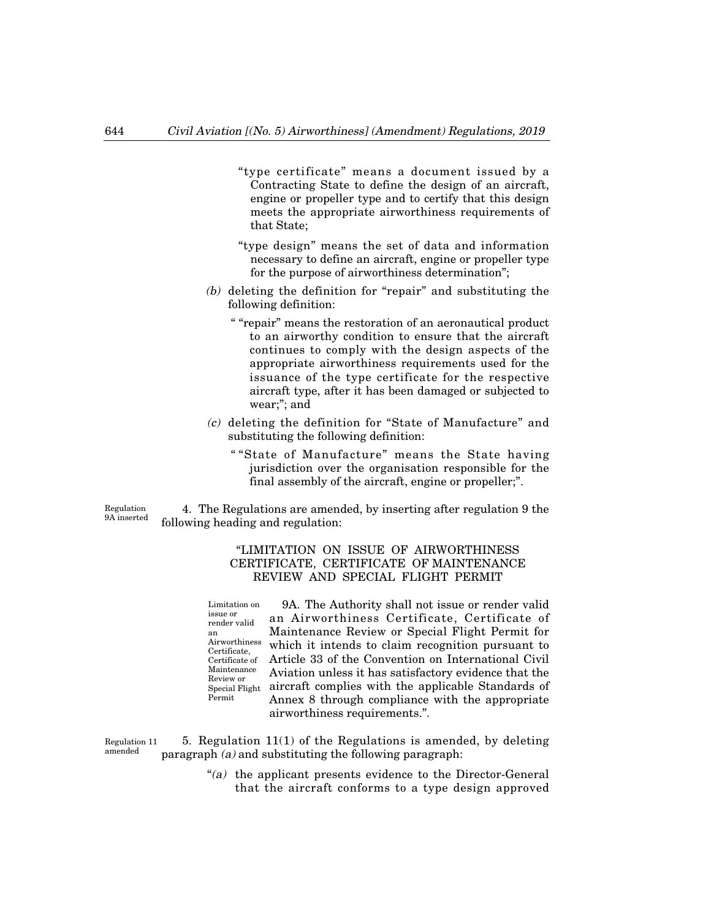"type certificate" means a document issued by a Contracting State to define the design of an aircraft, engine or propeller type and to certify that this design meets the appropriate airworthiness requirements of that State;

"type design" means the set of data and information necessary to define an aircraft, engine or propeller type for the purpose of airworthiness determination";

*(b)* deleting the definition for "repair" and substituting the following definition:

" "repair" means the restoration of an aeronautical product to an airworthy condition to ensure that the aircraft continues to comply with the design aspects of the appropriate airworthiness requirements used for the issuance of the type certificate for the respective aircraft type, after it has been damaged or subjected to wear;"; and

*(c)* deleting the definition for "State of Manufacture" and substituting the following definition:

" "State of Manufacture" means the State having jurisdiction over the organisation responsible for the final assembly of the aircraft, engine or propeller;".

Regulation 9A inserted

4. The Regulations are amended, by inserting after regulation 9 the following heading and regulation:

"LIMITATION ON ISSUE OF AIRWORTHINESS CERTIFICATE, CERTIFICATE OF MAINTENANCE REVIEW AND SPECIAL FLIGHT PERMIT

Limitation on issue or render valid an Airworthiness Certificate, Certificate of Maintenance Review or Special Flight Permit

9A. The Authority shall not issue or render valid an Airworthiness Certificate, Certificate of Maintenance Review or Special Flight Permit for which it intends to claim recognition pursuant to Article 33 of the Convention on International Civil Aviation unless it has satisfactory evidence that the aircraft complies with the applicable Standards of Annex 8 through compliance with the appropriate airworthiness requirements.".

Regulation 11 amended

5. Regulation 11(1) of the Regulations is amended, by deleting paragraph *(a)* and substituting the following paragraph:

"*(a)* the applicant presents evidence to the Director-General that the aircraft conforms to a type design approved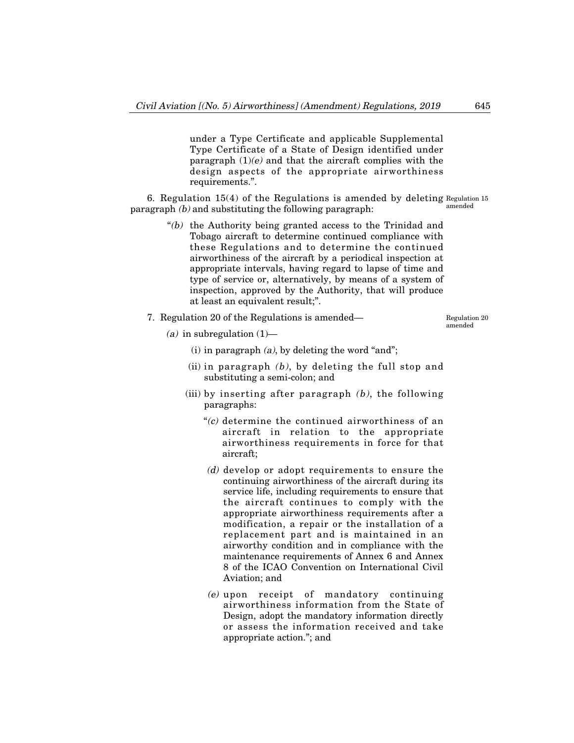under a Type Certificate and applicable Supplemental Type Certificate of a State of Design identified under paragraph (1)*(e)* and that the aircraft complies with the design aspects of the appropriate airworthiness requirements.".

6. Regulation 15(4) of the Regulations is amended by deleting paragraph *(b)* and substituting the following paragraph:

Regulation 15 amended

"*(b)* the Authority being granted access to the Trinidad and Tobago aircraft to determine continued compliance with these Regulations and to determine the continued airworthiness of the aircraft by a periodical inspection at appropriate intervals, having regard to lapse of time and type of service or, alternatively, by means of a system of inspection, approved by the Authority, that will produce at least an equivalent result;".

7. Regulation 20 of the Regulations is amended—

Regulation 20 amended

*(a)* in subregulation (1)—

(i) in paragraph *(a)*, by deleting the word "and";

(ii) in paragraph *(b)*, by deleting the full stop and substituting a semi-colon; and

(iii) by inserting after paragraph *(b)*, the following paragraphs:

"*(c)* determine the continued airworthiness of an aircraft in relation to the appropriate airworthiness requirements in force for that aircraft;

*(d)* develop or adopt requirements to ensure the continuing airworthiness of the aircraft during its service life, including requirements to ensure that the aircraft continues to comply with the appropriate airworthiness requirements after a modification, a repair or the installation of a replacement part and is maintained in an airworthy condition and in compliance with the maintenance requirements of Annex 6 and Annex 8 of the ICAO Convention on International Civil Aviation; and

*(e)* upon receipt of mandatory continuing airworthiness information from the State of Design, adopt the mandatory information directly or assess the information received and take appropriate action."; and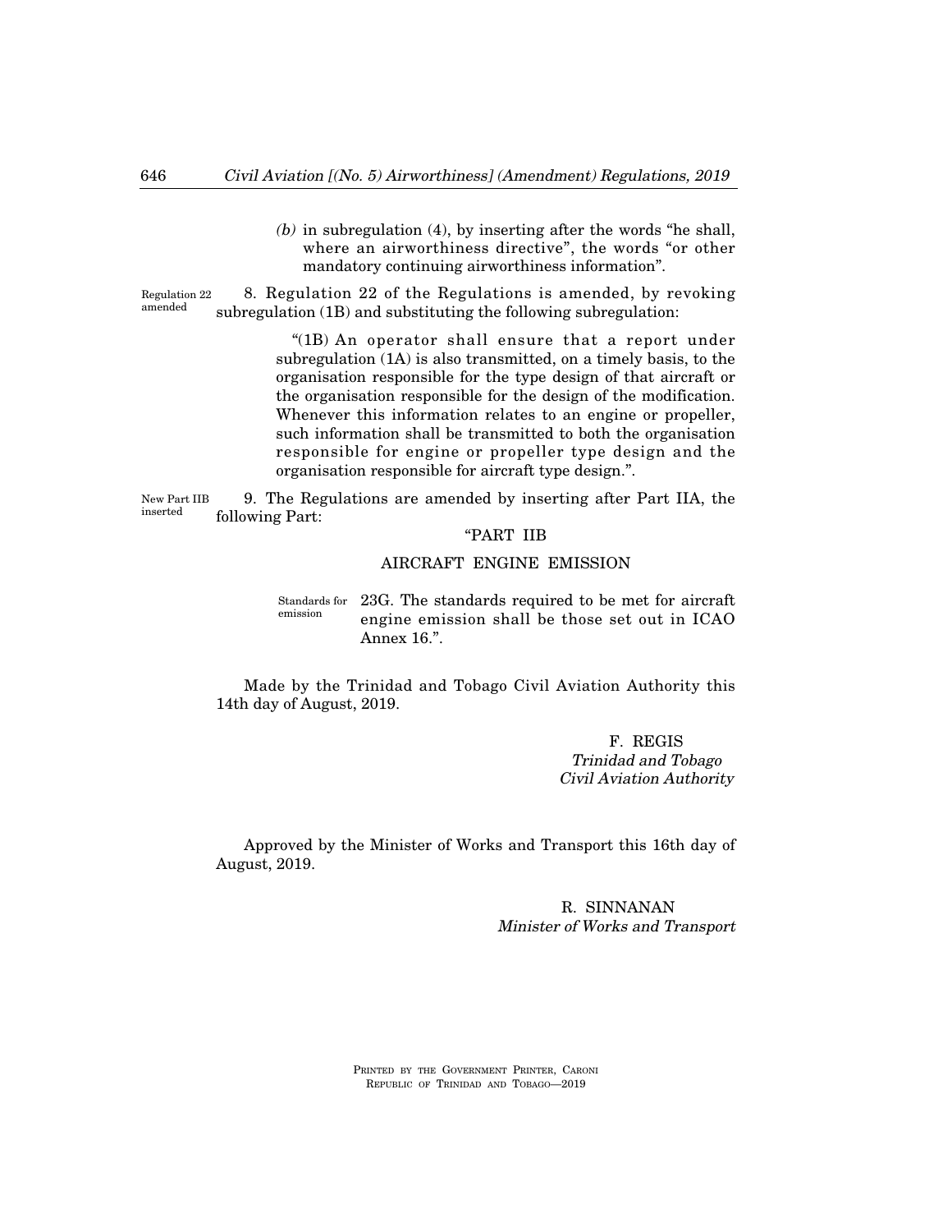*(b)* in subregulation (4), by inserting after the words "he shall, where an airworthiness directive", the words "or other mandatory continuing airworthiness information".

Regulation 22 amended

8. Regulation 22 of the Regulations is amended, by revoking subregulation (1B) and substituting the following subregulation:

"(1B) An operator shall ensure that a report under subregulation (1A) is also transmitted, on a timely basis, to the organisation responsible for the type design of that aircraft or the organisation responsible for the design of the modification. Whenever this information relates to an engine or propeller, such information shall be transmitted to both the organisation responsible for engine or propeller type design and the organisation responsible for aircraft type design.".

New Part IIB inserted

9. The Regulations are amended by inserting after Part IIA, the following Part:

"PART IIB

AIRCRAFT ENGINE EMISSION

Standards for emission

23G. The standards required to be met for aircraft engine emission shall be those set out in ICAO Annex 16.".

Made by the Trinidad and Tobago Civil Aviation Authority this 14th day of August, 2019.

F. REGIS
*Trinidad and Tobago Civil Aviation Authority*

Approved by the Minister of Works and Transport this 16th day of August, 2019.

R. SINNANAN
*Minister of Works and Transport*

PRINTED BY THE GOVERNMENT PRINTER, CARONI
REPUBLIC OF TRINIDAD AND TOBAGO—2019